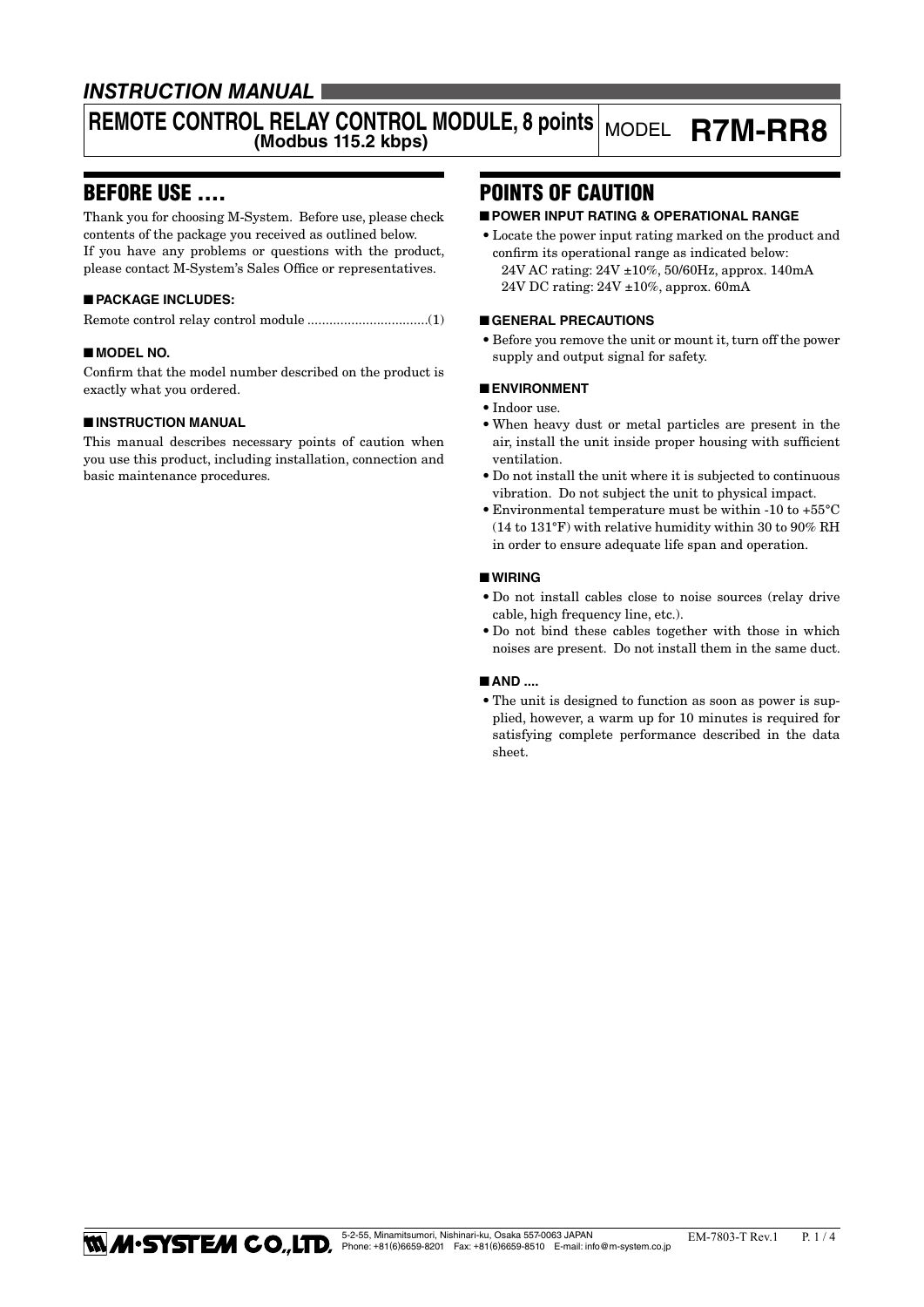# INSTRUCTION MANUAL

# REMOTE CONTROL RELAY CONTROL MODULE, 8 points (Modbus 115.2 kbps)

MODEL **R7M-RR8**

## BEFORE USE ....

Thank you for choosing M-System. Before use, please check contents of the package you received as outlined below.
If you have any problems or questions with the product, please contact M-System's Sales Office or representatives.

### ■ PACKAGE INCLUDES:

Remote control relay control module .................................(1)

### ■ MODEL NO.

Confirm that the model number described on the product is exactly what you ordered.

### ■ INSTRUCTION MANUAL

This manual describes necessary points of caution when you use this product, including installation, connection and basic maintenance procedures.

## POINTS OF CAUTION

### ■ POWER INPUT RATING & OPERATIONAL RANGE

- Locate the power input rating marked on the product and confirm its operational range as indicated below:
  24V AC rating: 24V ±10%, 50/60Hz, approx. 140mA
  24V DC rating: 24V ±10%, approx. 60mA

### ■ GENERAL PRECAUTIONS

- Before you remove the unit or mount it, turn off the power supply and output signal for safety.

### ■ ENVIRONMENT

- Indoor use.
- When heavy dust or metal particles are present in the air, install the unit inside proper housing with sufficient ventilation.
- Do not install the unit where it is subjected to continuous vibration. Do not subject the unit to physical impact.
- Environmental temperature must be within -10 to +55°C (14 to 131°F) with relative humidity within 30 to 90% RH in order to ensure adequate life span and operation.

### ■ WIRING

- Do not install cables close to noise sources (relay drive cable, high frequency line, etc.).
- Do not bind these cables together with those in which noises are present. Do not install them in the same duct.

### ■ AND ....

- The unit is designed to function as soon as power is supplied, however, a warm up for 10 minutes is required for satisfying complete performance described in the data sheet.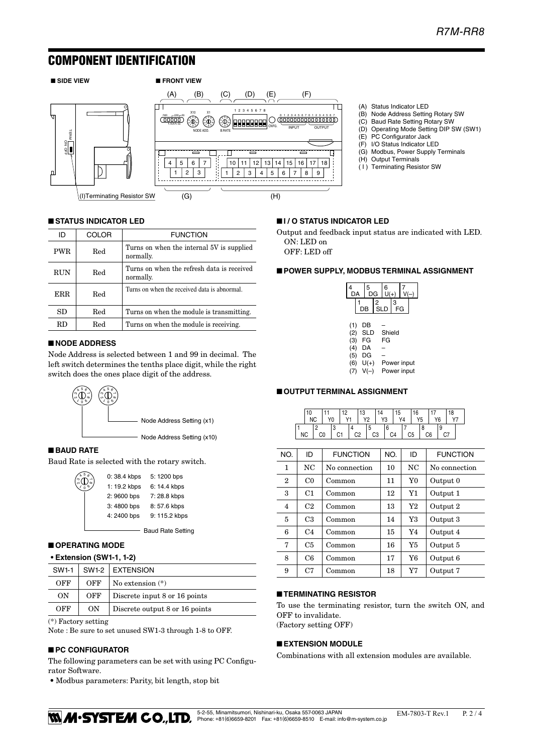# COMPONENT IDENTIFICATION

■ SIDE VIEW

■ FRONT VIEW

(I)Terminating Resistor SW

(A) Status Indicator LED
(B) Node Address Setting Rotary SW
(C) Baud Rate Setting Rotary SW
(D) Operating Mode Setting DIP SW (SW1)
(E) PC Configurator Jack
(F) I/O Status Indicator LED
(G) Modbus, Power Supply Terminals
(H) Output Terminals
( I ) Terminating Resistor SW

## ■ STATUS INDICATOR LED

| ID | COLOR | FUNCTION |
|---|---|---|
| PWR | Red | Turns on when the internal 5V is supplied normally. |
| RUN | Red | Turns on when the refresh data is received normally. |
| ERR | Red | Turns on when the received data is abnormal. |
| SD | Red | Turns on when the module is transmitting. |
| RD | Red | Turns on when the module is receiving. |

## ■ NODE ADDRESS

Node Address is selected between 1 and 99 in decimal. The left switch determines the tenths place digit, while the right switch does the ones place digit of the address.

Node Address Setting (x1)

Node Address Setting (x10)

## ■ BAUD RATE

Baud Rate is selected with the rotary switch.

0: 38.4 kbps
1: 19.2 kbps
2: 9600 bps
3: 4800 bps
4: 2400 bps
5: 1200 bps
6: 14.4 kbps
7: 28.8 kbps
8: 57.6 kbps
9: 115.2 kbps

Baud Rate Setting

## ■ OPERATING MODE

**• Extension (SW1-1, 1-2)**

| SW1-1 | SW1-2 | EXTENSION |
|---|---|---|
| OFF | OFF | No extension (*) |
| ON | OFF | Discrete input 8 or 16 points |
| OFF | ON | Discrete output 8 or 16 points |

(*) Factory setting

Note : Be sure to set unused SW1-3 through 1-8 to OFF.

## ■ PC CONFIGURATOR

The following parameters can be set with using PC Configurator Software.

• Modbus parameters: Parity, bit length, stop bit

## ■ I / O STATUS INDICATOR LED

Output and feedback input status are indicated with LED.
ON: LED on
OFF: LED off

## ■ POWER SUPPLY, MODBUS TERMINAL ASSIGNMENT

(1) DB –
(2) SLD Shield
(3) FG FG
(4) DA –
(5) DG –
(6) U(+) Power input
(7) V(–) Power input

## ■ OUTPUT TERMINAL ASSIGNMENT

| NO. | ID | FUNCTION | NO. | ID | FUNCTION |
|---|---|---|---|---|---|
| 1 | NC | No connection | 10 | NC | No connection |
| 2 | C0 | Common | 11 | Y0 | Output 0 |
| 3 | C1 | Common | 12 | Y1 | Output 1 |
| 4 | C2 | Common | 13 | Y2 | Output 2 |
| 5 | C3 | Common | 14 | Y3 | Output 3 |
| 6 | C4 | Common | 15 | Y4 | Output 4 |
| 7 | C5 | Common | 16 | Y5 | Output 5 |
| 8 | C6 | Common | 17 | Y6 | Output 6 |
| 9 | C7 | Common | 18 | Y7 | Output 7 |

## ■ TERMINATING RESISTOR

To use the terminating resistor, turn the switch ON, and OFF to invalidate.
(Factory setting OFF)

## ■ EXTENSION MODULE

Combinations with all extension modules are available.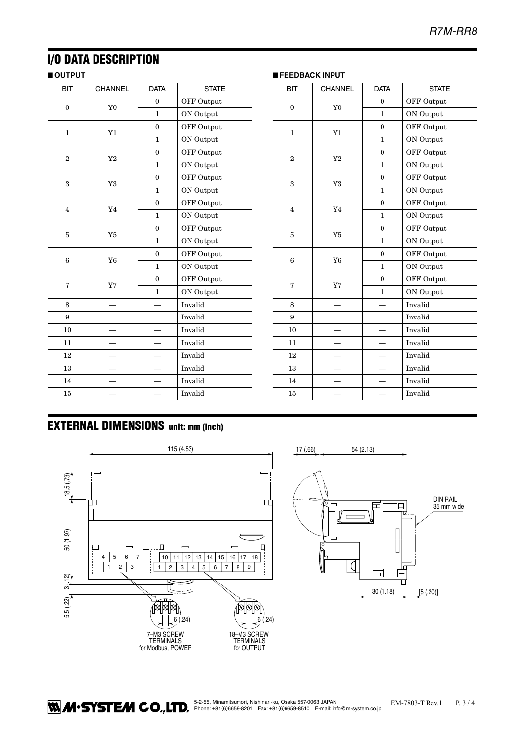## I/O DATA DESCRIPTION

### ■ OUTPUT

| BIT | CHANNEL | DATA | STATE |
|---|---|---|---|
| 0 | Y0 | 0 | OFF Output |
| | | 1 | ON Output |
| 1 | Y1 | 0 | OFF Output |
| | | 1 | ON Output |
| 2 | Y2 | 0 | OFF Output |
| | | 1 | ON Output |
| 3 | Y3 | 0 | OFF Output |
| | | 1 | ON Output |
| 4 | Y4 | 0 | OFF Output |
| | | 1 | ON Output |
| 5 | Y5 | 0 | OFF Output |
| | | 1 | ON Output |
| 6 | Y6 | 0 | OFF Output |
| | | 1 | ON Output |
| 7 | Y7 | 0 | OFF Output |
| | | 1 | ON Output |
| 8 | — | — | Invalid |
| 9 | — | — | Invalid |
| 10 | — | — | Invalid |
| 11 | — | — | Invalid |
| 12 | — | — | Invalid |
| 13 | — | — | Invalid |
| 14 | — | — | Invalid |
| 15 | — | — | Invalid |

### ■ FEEDBACK INPUT

| BIT | CHANNEL | DATA | STATE |
|---|---|---|---|
| 0 | Y0 | 0 | OFF Output |
| | | 1 | ON Output |
| 1 | Y1 | 0 | OFF Output |
| | | 1 | ON Output |
| 2 | Y2 | 0 | OFF Output |
| | | 1 | ON Output |
| 3 | Y3 | 0 | OFF Output |
| | | 1 | ON Output |
| 4 | Y4 | 0 | OFF Output |
| | | 1 | ON Output |
| 5 | Y5 | 0 | OFF Output |
| | | 1 | ON Output |
| 6 | Y6 | 0 | OFF Output |
| | | 1 | ON Output |
| 7 | Y7 | 0 | OFF Output |
| | | 1 | ON Output |
| 8 | — | — | Invalid |
| 9 | — | — | Invalid |
| 10 | — | — | Invalid |
| 11 | — | — | Invalid |
| 12 | — | — | Invalid |
| 13 | — | — | Invalid |
| 14 | — | — | Invalid |
| 15 | — | — | Invalid |

## EXTERNAL DIMENSIONS unit: mm (inch)

115 (4.53)

18.5 (.73)

50 (1.97)

3 (.12)

5.5 (.22)

4 5 6 7
1 2 3

10 11 12 13 14 15 16 17 18
1 2 3 4 5 6 7 8 9

6 (.24)

7–M3 SCREW TERMINALS for Modbus, POWER

6 (.24)

18–M3 SCREW TERMINALS for OUTPUT

17 (.66)

54 (2.13)

DIN RAIL 35 mm wide

30 (1.18)

[5 (.20)]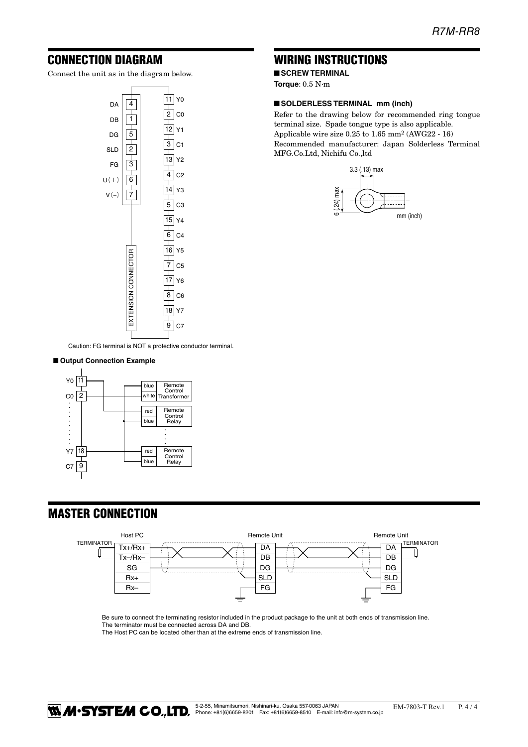## CONNECTION DIAGRAM

Connect the unit as in the diagram below.

DA 4
DB 1
DG 5
SLD 2
FG 3
U(+) 6
V(–) 7

EXTENSION CONNECTOR

11 Y0
2 C0
12 Y1
3 C1
13 Y2
4 C2
14 Y3
5 C3
15 Y4
6 C4
16 Y5
7 C5
17 Y6
8 C6
18 Y7
9 C7

Caution: FG terminal is NOT a protective conductor terminal.

■ **Output Connection Example**

Y0 11
C0 2
Y7 18
C7 9

blue
white
Remote Control Transformer

red
blue
Remote Control Relay

red
blue
Remote Control Relay

## WIRING INSTRUCTIONS

■ **SCREW TERMINAL**

**Torque**: 0.5 N·m

■ **SOLDERLESS TERMINAL mm (inch)**

Refer to the drawing below for recommended ring tongue terminal size. Spade tongue type is also applicable.
Applicable wire size 0.25 to 1.65 mm$^2$ (AWG22 - 16)
Recommended manufacturer: Japan Solderless Terminal MFG.Co.Ltd, Nichifu Co.,ltd

3.3 (.13) max
6 (.24) max
mm (inch)

## MASTER CONNECTION

Host PC
TERMINATOR
Tx+/Rx+
Tx–/Rx–
SG
Rx+
Rx–

Remote Unit
DA
DB
DG
SLD
FG

Remote Unit
DA
DB
DG
SLD
FG
TERMINATOR

Be sure to connect the terminating resistor included in the product package to the unit at both ends of transmission line.
The terminator must be connected across DA and DB.
The Host PC can be located other than at the extreme ends of transmission line.